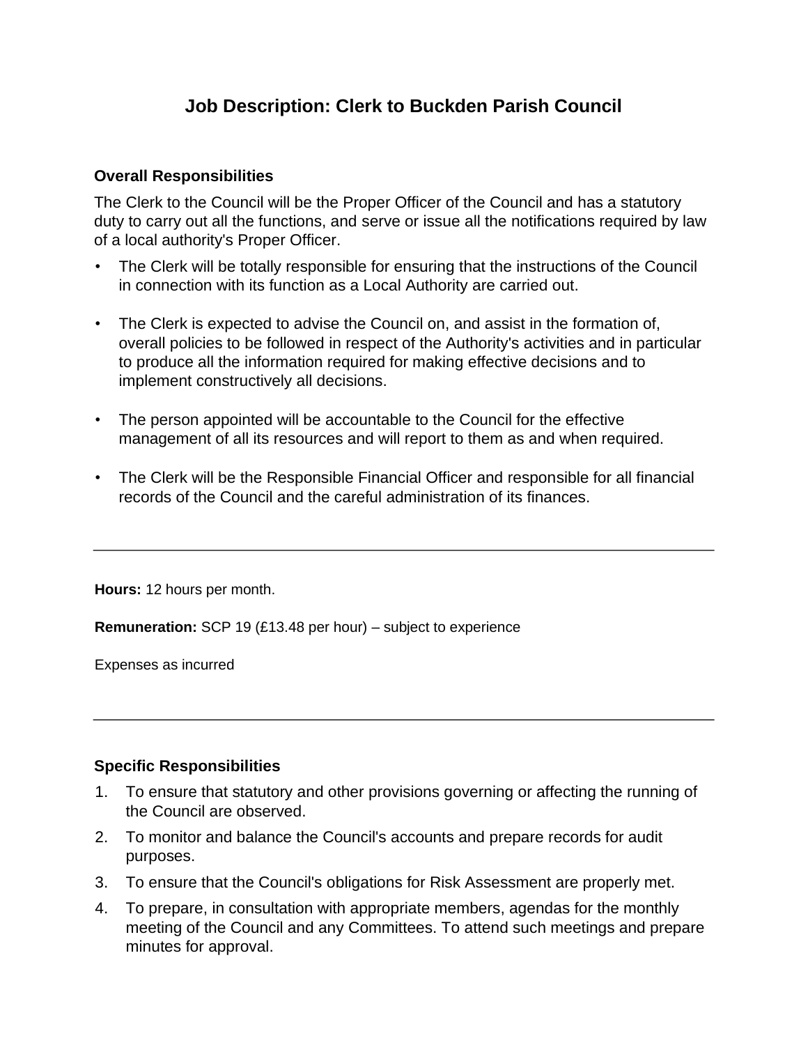# Job Description: Clerk to Buckden Parish Council

### Overall Responsibilities

The Clerk to the Council will be the Proper Officer of the Council and has a statutory duty to carry out all the functions, and serve or issue all the notifications required by law of a local authority's Proper Officer.

- The Clerk will be totally responsible for ensuring that the instructions of the Council in connection with its function as a Local Authority are carried out.

- The Clerk is expected to advise the Council on, and assist in the formation of, overall policies to be followed in respect of the Authority's activities and in particular to produce all the information required for making effective decisions and to implement constructively all decisions.

- The person appointed will be accountable to the Council for the effective management of all its resources and will report to them as and when required.

- The Clerk will be the Responsible Financial Officer and responsible for all financial records of the Council and the careful administration of its finances.

---

**Hours:** 12 hours per month.

**Remuneration:** SCP 19 (£13.48 per hour) – subject to experience

Expenses as incurred

---

### Specific Responsibilities

1. To ensure that statutory and other provisions governing or affecting the running of the Council are observed.
2. To monitor and balance the Council's accounts and prepare records for audit purposes.
3. To ensure that the Council's obligations for Risk Assessment are properly met.
4. To prepare, in consultation with appropriate members, agendas for the monthly meeting of the Council and any Committees. To attend such meetings and prepare minutes for approval.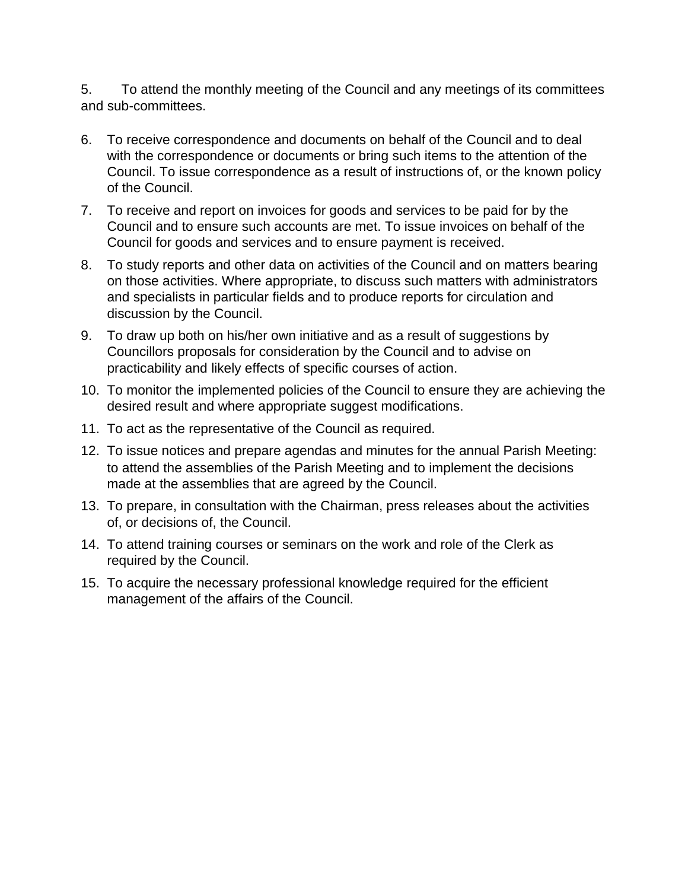5. To attend the monthly meeting of the Council and any meetings of its committees and sub-committees.

6. To receive correspondence and documents on behalf of the Council and to deal with the correspondence or documents or bring such items to the attention of the Council. To issue correspondence as a result of instructions of, or the known policy of the Council.
7. To receive and report on invoices for goods and services to be paid for by the Council and to ensure such accounts are met. To issue invoices on behalf of the Council for goods and services and to ensure payment is received.
8. To study reports and other data on activities of the Council and on matters bearing on those activities. Where appropriate, to discuss such matters with administrators and specialists in particular fields and to produce reports for circulation and discussion by the Council.
9. To draw up both on his/her own initiative and as a result of suggestions by Councillors proposals for consideration by the Council and to advise on practicability and likely effects of specific courses of action.
10. To monitor the implemented policies of the Council to ensure they are achieving the desired result and where appropriate suggest modifications.
11. To act as the representative of the Council as required.
12. To issue notices and prepare agendas and minutes for the annual Parish Meeting: to attend the assemblies of the Parish Meeting and to implement the decisions made at the assemblies that are agreed by the Council.
13. To prepare, in consultation with the Chairman, press releases about the activities of, or decisions of, the Council.
14. To attend training courses or seminars on the work and role of the Clerk as required by the Council.
15. To acquire the necessary professional knowledge required for the efficient management of the affairs of the Council.